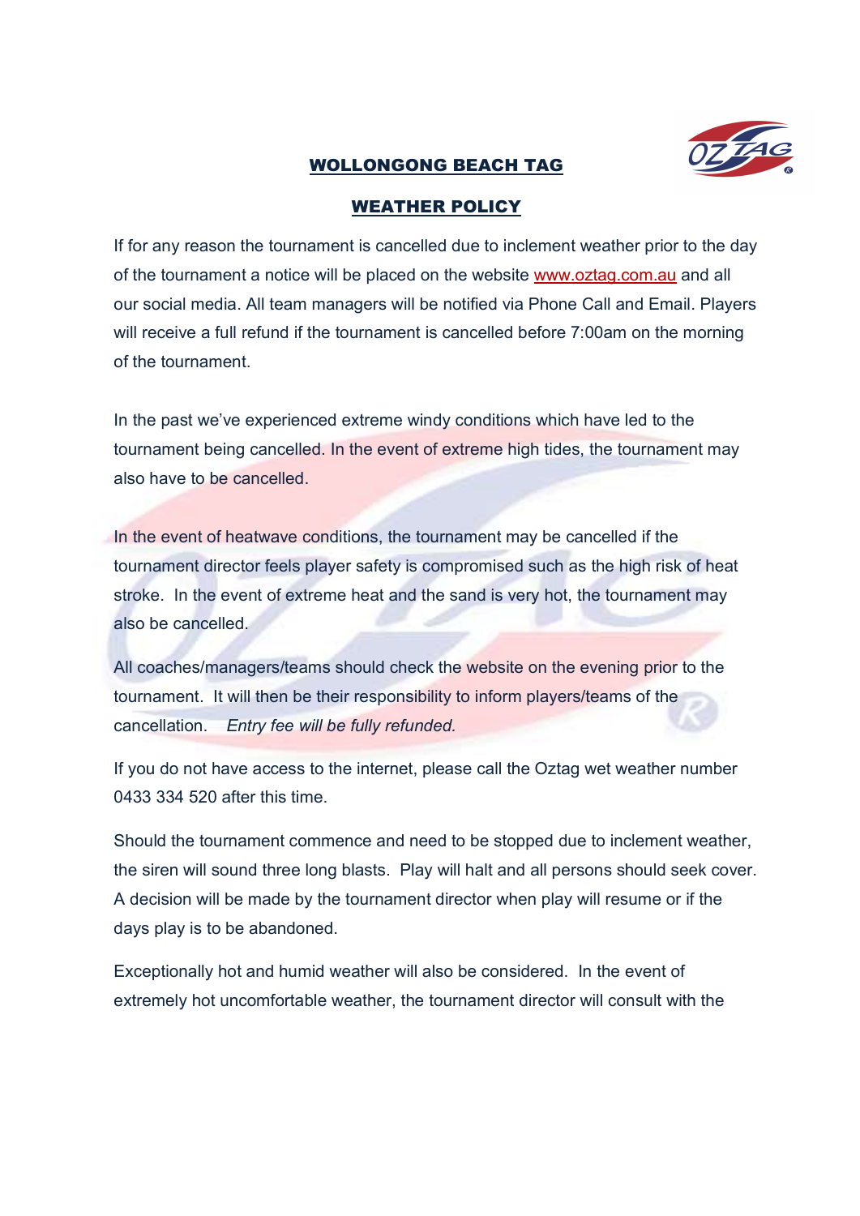# WOLLONGONG BEACH TAG

## WEATHER POLICY

If for any reason the tournament is cancelled due to inclement weather prior to the day of the tournament a notice will be placed on the website www.oztag.com.au and all our social media. All team managers will be notified via Phone Call and Email. Players will receive a full refund if the tournament is cancelled before 7:00am on the morning of the tournament.

In the past we've experienced extreme windy conditions which have led to the tournament being cancelled. In the event of extreme high tides, the tournament may also have to be cancelled.

In the event of heatwave conditions, the tournament may be cancelled if the tournament director feels player safety is compromised such as the high risk of heat stroke. In the event of extreme heat and the sand is very hot, the tournament may also be cancelled.

All coaches/managers/teams should check the website on the evening prior to the tournament. It will then be their responsibility to inform players/teams of the cancellation. *Entry fee will be fully refunded.*

If you do not have access to the internet, please call the Oztag wet weather number 0433 334 520 after this time.

Should the tournament commence and need to be stopped due to inclement weather, the siren will sound three long blasts. Play will halt and all persons should seek cover. A decision will be made by the tournament director when play will resume or if the days play is to be abandoned.

Exceptionally hot and humid weather will also be considered. In the event of extremely hot uncomfortable weather, the tournament director will consult with the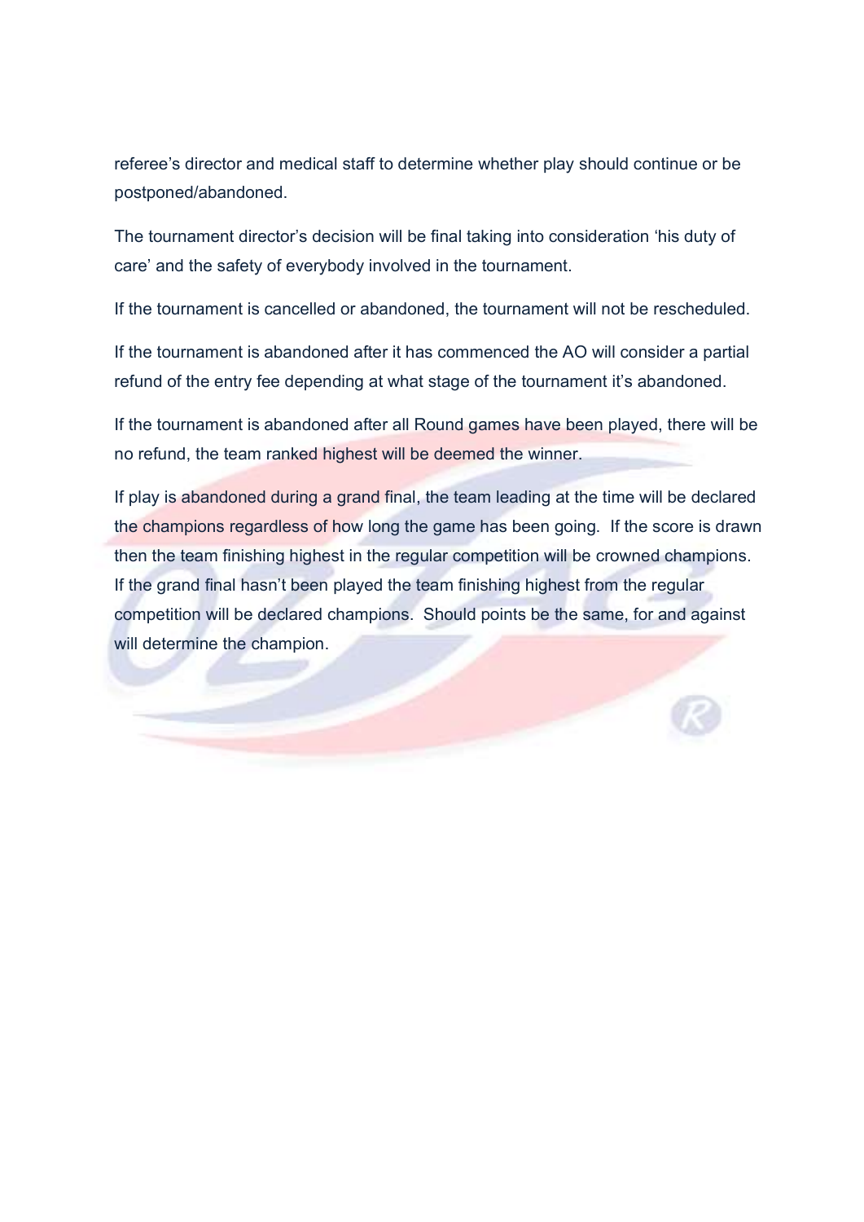referee's director and medical staff to determine whether play should continue or be postponed/abandoned.

The tournament director's decision will be final taking into consideration 'his duty of care' and the safety of everybody involved in the tournament.

If the tournament is cancelled or abandoned, the tournament will not be rescheduled.

If the tournament is abandoned after it has commenced the AO will consider a partial refund of the entry fee depending at what stage of the tournament it's abandoned.

If the tournament is abandoned after all Round games have been played, there will be no refund, the team ranked highest will be deemed the winner.

If play is abandoned during a grand final, the team leading at the time will be declared the champions regardless of how long the game has been going. If the score is drawn then the team finishing highest in the regular competition will be crowned champions. If the grand final hasn't been played the team finishing highest from the regular competition will be declared champions. Should points be the same, for and against will determine the champion.